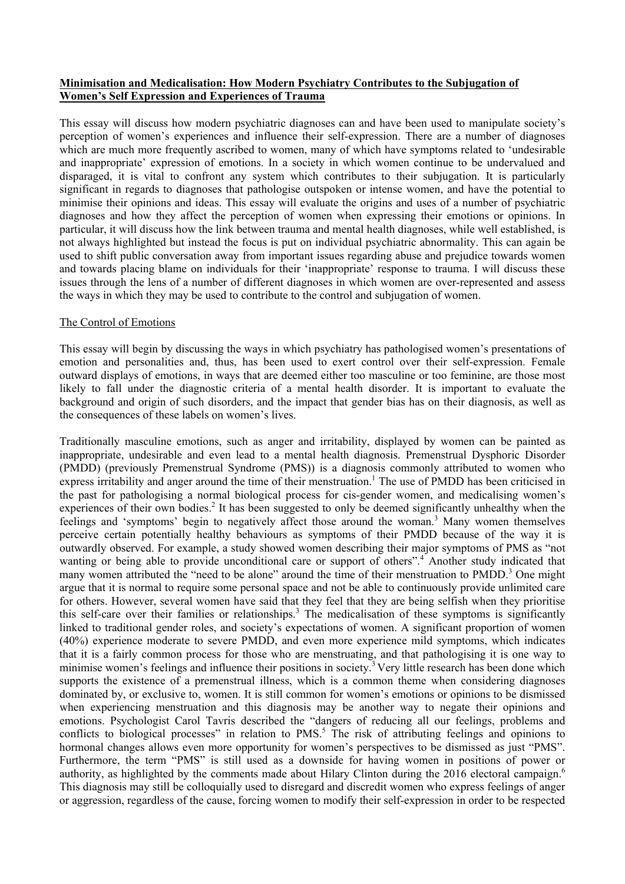# **Minimisation and Medicalisation: How Modern Psychiatry Contributes to the Subjugation of Women's Self Expression and Experiences of Trauma**

This essay will discuss how modern psychiatric diagnoses can and have been used to manipulate society's perception of women's experiences and influence their self-expression. There are a number of diagnoses which are much more frequently ascribed to women, many of which have symptoms related to 'undesirable and inappropriate' expression of emotions. In a society in which women continue to be undervalued and disparaged, it is vital to confront any system which contributes to their subjugation. It is particularly significant in regards to diagnoses that pathologise outspoken or intense women, and have the potential to minimise their opinions and ideas. This essay will evaluate the origins and uses of a number of psychiatric diagnoses and how they affect the perception of women when expressing their emotions or opinions. In particular, it will discuss how the link between trauma and mental health diagnoses, while well established, is not always highlighted but instead the focus is put on individual psychiatric abnormality. This can again be used to shift public conversation away from important issues regarding abuse and prejudice towards women and towards placing blame on individuals for their 'inappropriate' response to trauma. I will discuss these issues through the lens of a number of different diagnoses in which women are over-represented and assess the ways in which they may be used to contribute to the control and subjugation of women.

## The Control of Emotions

This essay will begin by discussing the ways in which psychiatry has pathologised women's presentations of emotion and personalities and, thus, has been used to exert control over their self-expression. Female outward displays of emotions, in ways that are deemed either too masculine or too feminine, are those most likely to fall under the diagnostic criteria of a mental health disorder. It is important to evaluate the background and origin of such disorders, and the impact that gender bias has on their diagnosis, as well as the consequences of these labels on women's lives.

Traditionally masculine emotions, such as anger and irritability, displayed by women can be painted as inappropriate, undesirable and even lead to a mental health diagnosis. Premenstrual Dysphoric Disorder (PMDD) (previously Premenstrual Syndrome (PMS)) is a diagnosis commonly attributed to women who express irritability and anger around the time of their menstruation.[1] The use of PMDD has been criticised in the past for pathologising a normal biological process for cis-gender women, and medicalising women's experiences of their own bodies.[2] It has been suggested to only be deemed significantly unhealthy when the feelings and 'symptoms' begin to negatively affect those around the woman.[3] Many women themselves perceive certain potentially healthy behaviours as symptoms of their PMDD because of the way it is outwardly observed. For example, a study showed women describing their major symptoms of PMS as "not wanting or being able to provide unconditional care or support of others".[4] Another study indicated that many women attributed the "need to be alone" around the time of their menstruation to PMDD.[3] One might argue that it is normal to require some personal space and not be able to continuously provide unlimited care for others. However, several women have said that they feel that they are being selfish when they prioritise this self-care over their families or relationships.[3] The medicalisation of these symptoms is significantly linked to traditional gender roles, and society's expectations of women. A significant proportion of women (40%) experience moderate to severe PMDD, and even more experience mild symptoms, which indicates that it is a fairly common process for those who are menstruating, and that pathologising it is one way to minimise women's feelings and influence their positions in society.[3] Very little research has been done which supports the existence of a premenstrual illness, which is a common theme when considering diagnoses dominated by, or exclusive to, women. It is still common for women's emotions or opinions to be dismissed when experiencing menstruation and this diagnosis may be another way to negate their opinions and emotions. Psychologist Carol Tavris described the "dangers of reducing all our feelings, problems and conflicts to biological processes" in relation to PMS.[5] The risk of attributing feelings and opinions to hormonal changes allows even more opportunity for women's perspectives to be dismissed as just "PMS". Furthermore, the term "PMS" is still used as a downside for having women in positions of power or authority, as highlighted by the comments made about Hilary Clinton during the 2016 electoral campaign.[6] This diagnosis may still be colloquially used to disregard and discredit women who express feelings of anger or aggression, regardless of the cause, forcing women to modify their self-expression in order to be respected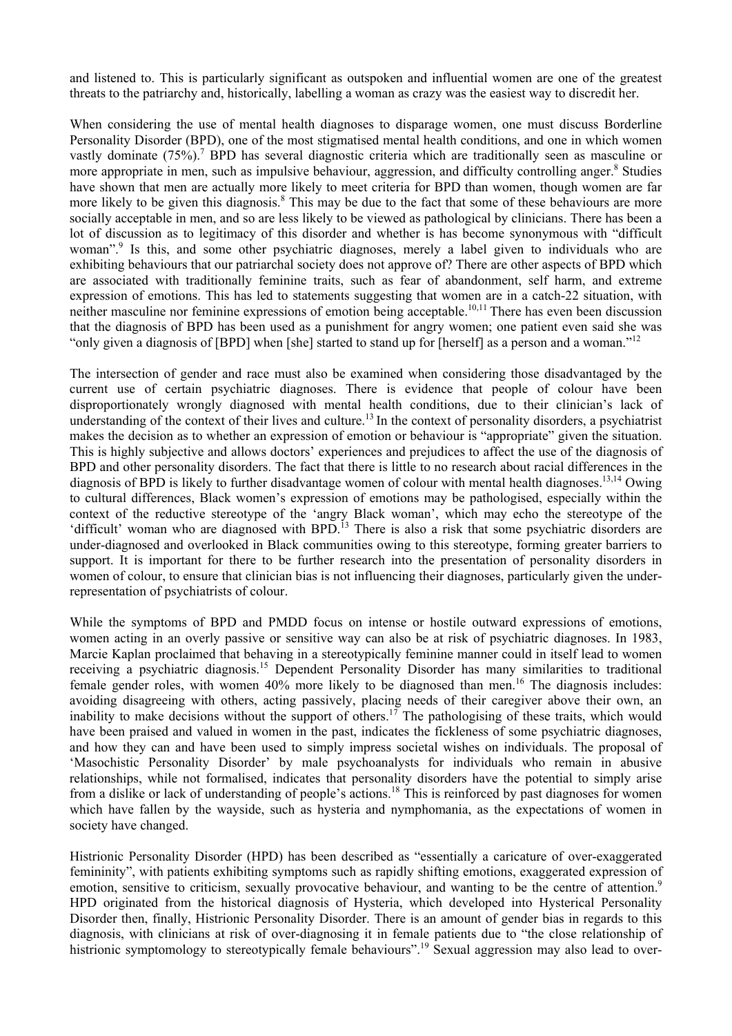and listened to. This is particularly significant as outspoken and influential women are one of the greatest threats to the patriarchy and, historically, labelling a woman as crazy was the easiest way to discredit her.

When considering the use of mental health diagnoses to disparage women, one must discuss Borderline Personality Disorder (BPD), one of the most stigmatised mental health conditions, and one in which women vastly dominate (75%).[7] BPD has several diagnostic criteria which are traditionally seen as masculine or more appropriate in men, such as impulsive behaviour, aggression, and difficulty controlling anger.[8] Studies have shown that men are actually more likely to meet criteria for BPD than women, though women are far more likely to be given this diagnosis.[8] This may be due to the fact that some of these behaviours are more socially acceptable in men, and so are less likely to be viewed as pathological by clinicians. There has been a lot of discussion as to legitimacy of this disorder and whether is has become synonymous with "difficult woman".[9] Is this, and some other psychiatric diagnoses, merely a label given to individuals who are exhibiting behaviours that our patriarchal society does not approve of? There are other aspects of BPD which are associated with traditionally feminine traits, such as fear of abandonment, self harm, and extreme expression of emotions. This has led to statements suggesting that women are in a catch-22 situation, with neither masculine nor feminine expressions of emotion being acceptable.[10,11] There has even been discussion that the diagnosis of BPD has been used as a punishment for angry women; one patient even said she was "only given a diagnosis of [BPD] when [she] started to stand up for [herself] as a person and a woman."[12]

The intersection of gender and race must also be examined when considering those disadvantaged by the current use of certain psychiatric diagnoses. There is evidence that people of colour have been disproportionately wrongly diagnosed with mental health conditions, due to their clinician's lack of understanding of the context of their lives and culture.[13] In the context of personality disorders, a psychiatrist makes the decision as to whether an expression of emotion or behaviour is "appropriate" given the situation. This is highly subjective and allows doctors' experiences and prejudices to affect the use of the diagnosis of BPD and other personality disorders. The fact that there is little to no research about racial differences in the diagnosis of BPD is likely to further disadvantage women of colour with mental health diagnoses.[13,14] Owing to cultural differences, Black women's expression of emotions may be pathologised, especially within the context of the reductive stereotype of the 'angry Black woman', which may echo the stereotype of the 'difficult' woman who are diagnosed with BPD.[13] There is also a risk that some psychiatric disorders are under-diagnosed and overlooked in Black communities owing to this stereotype, forming greater barriers to support. It is important for there to be further research into the presentation of personality disorders in women of colour, to ensure that clinician bias is not influencing their diagnoses, particularly given the under-representation of psychiatrists of colour.

While the symptoms of BPD and PMDD focus on intense or hostile outward expressions of emotions, women acting in an overly passive or sensitive way can also be at risk of psychiatric diagnoses. In 1983, Marcie Kaplan proclaimed that behaving in a stereotypically feminine manner could in itself lead to women receiving a psychiatric diagnosis.[15] Dependent Personality Disorder has many similarities to traditional female gender roles, with women 40% more likely to be diagnosed than men.[16] The diagnosis includes: avoiding disagreeing with others, acting passively, placing needs of their caregiver above their own, an inability to make decisions without the support of others.[17] The pathologising of these traits, which would have been praised and valued in women in the past, indicates the fickleness of some psychiatric diagnoses, and how they can and have been used to simply impress societal wishes on individuals. The proposal of 'Masochistic Personality Disorder' by male psychoanalysts for individuals who remain in abusive relationships, while not formalised, indicates that personality disorders have the potential to simply arise from a dislike or lack of understanding of people's actions.[18] This is reinforced by past diagnoses for women which have fallen by the wayside, such as hysteria and nymphomania, as the expectations of women in society have changed.

Histrionic Personality Disorder (HPD) has been described as "essentially a caricature of over-exaggerated femininity", with patients exhibiting symptoms such as rapidly shifting emotions, exaggerated expression of emotion, sensitive to criticism, sexually provocative behaviour, and wanting to be the centre of attention.[9] HPD originated from the historical diagnosis of Hysteria, which developed into Hysterical Personality Disorder then, finally, Histrionic Personality Disorder. There is an amount of gender bias in regards to this diagnosis, with clinicians at risk of over-diagnosing it in female patients due to "the close relationship of histrionic symptomology to stereotypically female behaviours".[19] Sexual aggression may also lead to over-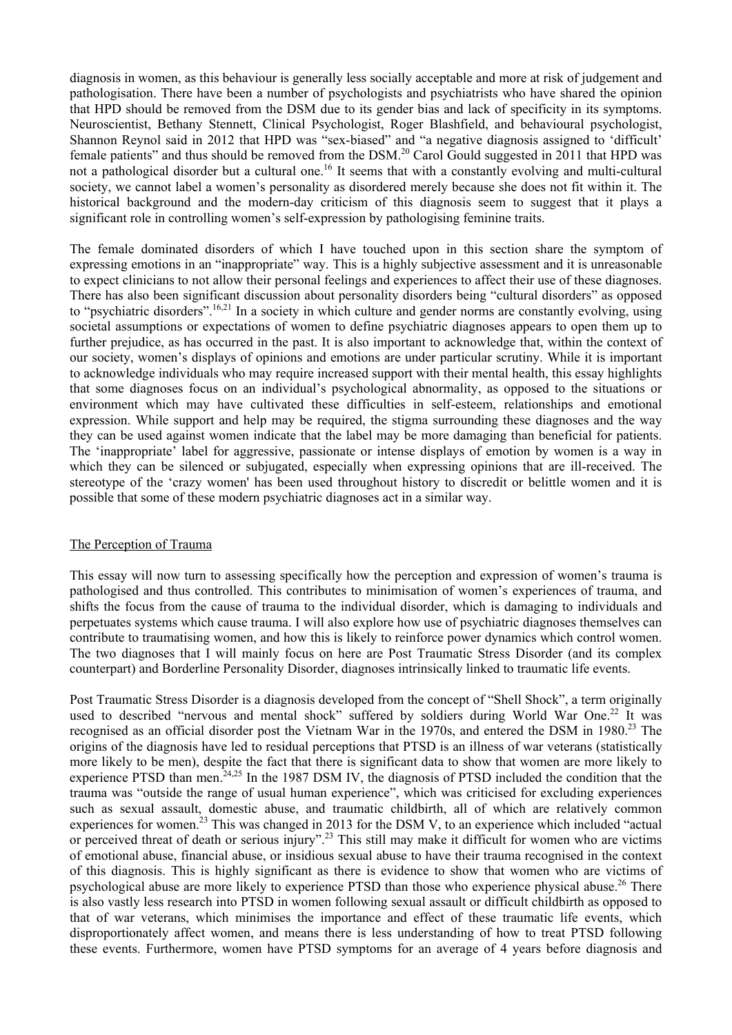diagnosis in women, as this behaviour is generally less socially acceptable and more at risk of judgement and pathologisation. There have been a number of psychologists and psychiatrists who have shared the opinion that HPD should be removed from the DSM due to its gender bias and lack of specificity in its symptoms. Neuroscientist, Bethany Stennett, Clinical Psychologist, Roger Blashfield, and behavioural psychologist, Shannon Reynol said in 2012 that HPD was "sex-biased" and "a negative diagnosis assigned to 'difficult' female patients" and thus should be removed from the DSM.[20] Carol Gould suggested in 2011 that HPD was not a pathological disorder but a cultural one.[16] It seems that with a constantly evolving and multi-cultural society, we cannot label a women's personality as disordered merely because she does not fit within it. The historical background and the modern-day criticism of this diagnosis seem to suggest that it plays a significant role in controlling women's self-expression by pathologising feminine traits.

The female dominated disorders of which I have touched upon in this section share the symptom of expressing emotions in an "inappropriate" way. This is a highly subjective assessment and it is unreasonable to expect clinicians to not allow their personal feelings and experiences to affect their use of these diagnoses. There has also been significant discussion about personality disorders being "cultural disorders" as opposed to "psychiatric disorders".[16,21] In a society in which culture and gender norms are constantly evolving, using societal assumptions or expectations of women to define psychiatric diagnoses appears to open them up to further prejudice, as has occurred in the past. It is also important to acknowledge that, within the context of our society, women's displays of opinions and emotions are under particular scrutiny. While it is important to acknowledge individuals who may require increased support with their mental health, this essay highlights that some diagnoses focus on an individual's psychological abnormality, as opposed to the situations or environment which may have cultivated these difficulties in self-esteem, relationships and emotional expression. While support and help may be required, the stigma surrounding these diagnoses and the way they can be used against women indicate that the label may be more damaging than beneficial for patients. The 'inappropriate' label for aggressive, passionate or intense displays of emotion by women is a way in which they can be silenced or subjugated, especially when expressing opinions that are ill-received. The stereotype of the 'crazy women' has been used throughout history to discredit or belittle women and it is possible that some of these modern psychiatric diagnoses act in a similar way.

## The Perception of Trauma

This essay will now turn to assessing specifically how the perception and expression of women's trauma is pathologised and thus controlled. This contributes to minimisation of women's experiences of trauma, and shifts the focus from the cause of trauma to the individual disorder, which is damaging to individuals and perpetuates systems which cause trauma. I will also explore how use of psychiatric diagnoses themselves can contribute to traumatising women, and how this is likely to reinforce power dynamics which control women. The two diagnoses that I will mainly focus on here are Post Traumatic Stress Disorder (and its complex counterpart) and Borderline Personality Disorder, diagnoses intrinsically linked to traumatic life events.

Post Traumatic Stress Disorder is a diagnosis developed from the concept of "Shell Shock", a term originally used to described "nervous and mental shock" suffered by soldiers during World War One.[22] It was recognised as an official disorder post the Vietnam War in the 1970s, and entered the DSM in 1980.[23] The origins of the diagnosis have led to residual perceptions that PTSD is an illness of war veterans (statistically more likely to be men), despite the fact that there is significant data to show that women are more likely to experience PTSD than men.[24,25] In the 1987 DSM IV, the diagnosis of PTSD included the condition that the trauma was "outside the range of usual human experience", which was criticised for excluding experiences such as sexual assault, domestic abuse, and traumatic childbirth, all of which are relatively common experiences for women.[23] This was changed in 2013 for the DSM V, to an experience which included "actual or perceived threat of death or serious injury".[23] This still may make it difficult for women who are victims of emotional abuse, financial abuse, or insidious sexual abuse to have their trauma recognised in the context of this diagnosis. This is highly significant as there is evidence to show that women who are victims of psychological abuse are more likely to experience PTSD than those who experience physical abuse.[26] There is also vastly less research into PTSD in women following sexual assault or difficult childbirth as opposed to that of war veterans, which minimises the importance and effect of these traumatic life events, which disproportionately affect women, and means there is less understanding of how to treat PTSD following these events. Furthermore, women have PTSD symptoms for an average of 4 years before diagnosis and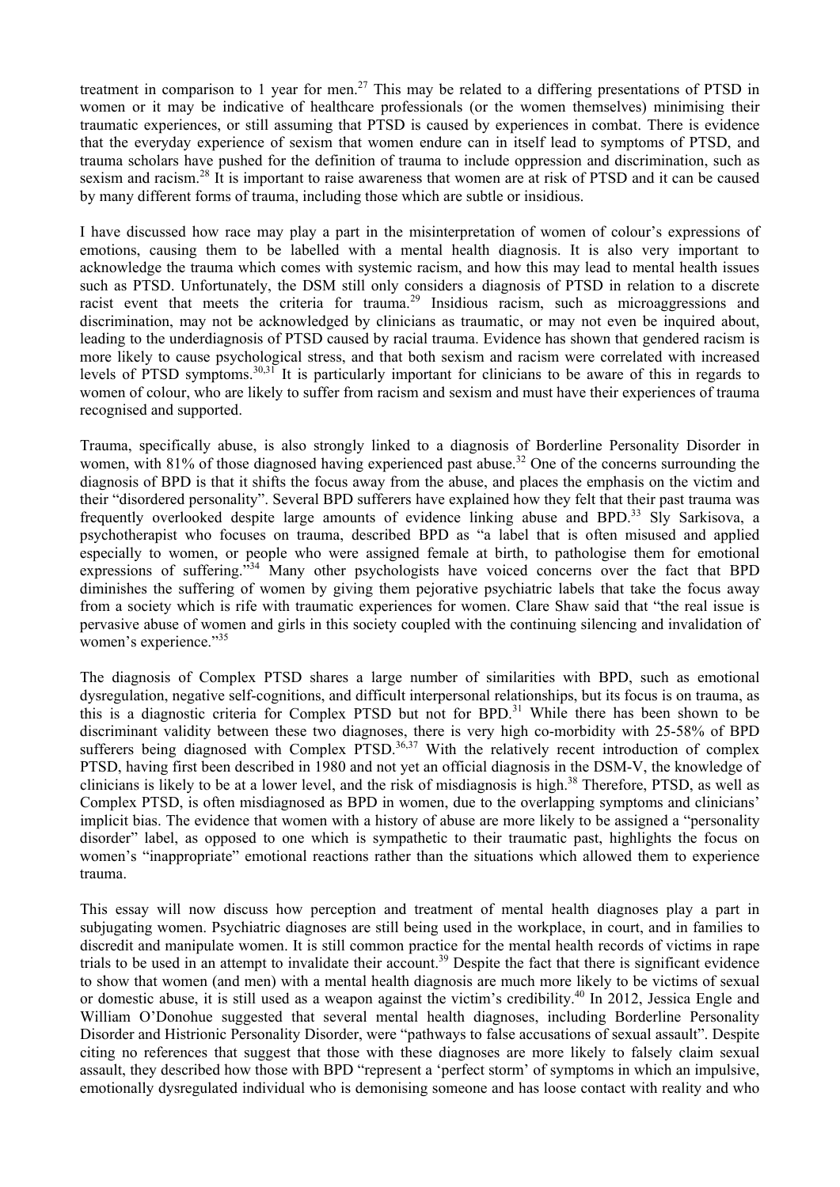treatment in comparison to 1 year for men.[27] This may be related to a differing presentations of PTSD in women or it may be indicative of healthcare professionals (or the women themselves) minimising their traumatic experiences, or still assuming that PTSD is caused by experiences in combat. There is evidence that the everyday experience of sexism that women endure can in itself lead to symptoms of PTSD, and trauma scholars have pushed for the definition of trauma to include oppression and discrimination, such as sexism and racism.[28] It is important to raise awareness that women are at risk of PTSD and it can be caused by many different forms of trauma, including those which are subtle or insidious.

I have discussed how race may play a part in the misinterpretation of women of colour's expressions of emotions, causing them to be labelled with a mental health diagnosis. It is also very important to acknowledge the trauma which comes with systemic racism, and how this may lead to mental health issues such as PTSD. Unfortunately, the DSM still only considers a diagnosis of PTSD in relation to a discrete racist event that meets the criteria for trauma.[29] Insidious racism, such as microaggressions and discrimination, may not be acknowledged by clinicians as traumatic, or may not even be inquired about, leading to the underdiagnosis of PTSD caused by racial trauma. Evidence has shown that gendered racism is more likely to cause psychological stress, and that both sexism and racism were correlated with increased levels of PTSD symptoms.[30,31] It is particularly important for clinicians to be aware of this in regards to women of colour, who are likely to suffer from racism and sexism and must have their experiences of trauma recognised and supported.

Trauma, specifically abuse, is also strongly linked to a diagnosis of Borderline Personality Disorder in women, with 81% of those diagnosed having experienced past abuse.[32] One of the concerns surrounding the diagnosis of BPD is that it shifts the focus away from the abuse, and places the emphasis on the victim and their "disordered personality". Several BPD sufferers have explained how they felt that their past trauma was frequently overlooked despite large amounts of evidence linking abuse and BPD.[33] Sly Sarkisova, a psychotherapist who focuses on trauma, described BPD as "a label that is often misused and applied especially to women, or people who were assigned female at birth, to pathologise them for emotional expressions of suffering."[34] Many other psychologists have voiced concerns over the fact that BPD diminishes the suffering of women by giving them pejorative psychiatric labels that take the focus away from a society which is rife with traumatic experiences for women. Clare Shaw said that "the real issue is pervasive abuse of women and girls in this society coupled with the continuing silencing and invalidation of women's experience."[35]

The diagnosis of Complex PTSD shares a large number of similarities with BPD, such as emotional dysregulation, negative self-cognitions, and difficult interpersonal relationships, but its focus is on trauma, as this is a diagnostic criteria for Complex PTSD but not for BPD.[31] While there has been shown to be discriminant validity between these two diagnoses, there is very high co-morbidity with 25-58% of BPD sufferers being diagnosed with Complex PTSD.[36,37] With the relatively recent introduction of complex PTSD, having first been described in 1980 and not yet an official diagnosis in the DSM-V, the knowledge of clinicians is likely to be at a lower level, and the risk of misdiagnosis is high.[38] Therefore, PTSD, as well as Complex PTSD, is often misdiagnosed as BPD in women, due to the overlapping symptoms and clinicians' implicit bias. The evidence that women with a history of abuse are more likely to be assigned a "personality disorder" label, as opposed to one which is sympathetic to their traumatic past, highlights the focus on women's "inappropriate" emotional reactions rather than the situations which allowed them to experience trauma.

This essay will now discuss how perception and treatment of mental health diagnoses play a part in subjugating women. Psychiatric diagnoses are still being used in the workplace, in court, and in families to discredit and manipulate women. It is still common practice for the mental health records of victims in rape trials to be used in an attempt to invalidate their account.[39] Despite the fact that there is significant evidence to show that women (and men) with a mental health diagnosis are much more likely to be victims of sexual or domestic abuse, it is still used as a weapon against the victim's credibility.[40] In 2012, Jessica Engle and William O'Donohue suggested that several mental health diagnoses, including Borderline Personality Disorder and Histrionic Personality Disorder, were "pathways to false accusations of sexual assault". Despite citing no references that suggest that those with these diagnoses are more likely to falsely claim sexual assault, they described how those with BPD "represent a 'perfect storm' of symptoms in which an impulsive, emotionally dysregulated individual who is demonising someone and has loose contact with reality and who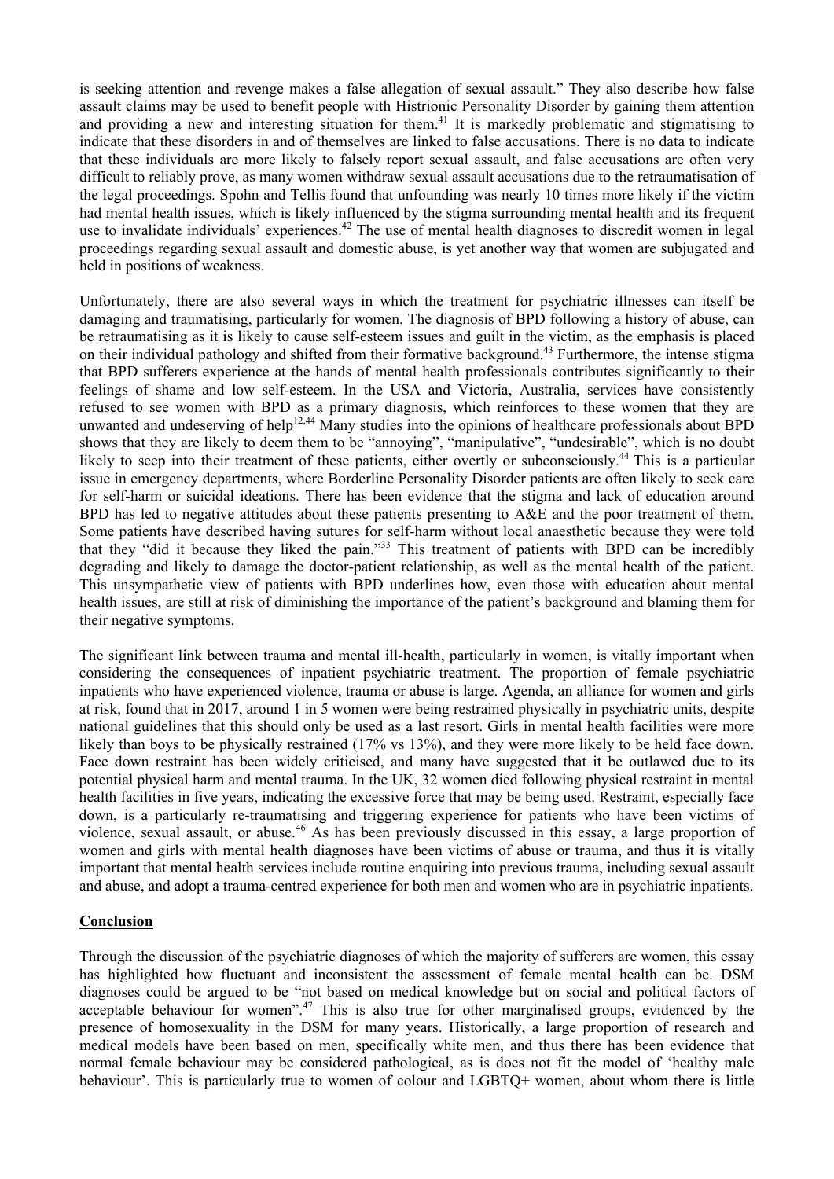is seeking attention and revenge makes a false allegation of sexual assault." They also describe how false assault claims may be used to benefit people with Histrionic Personality Disorder by gaining them attention and providing a new and interesting situation for them.[41] It is markedly problematic and stigmatising to indicate that these disorders in and of themselves are linked to false accusations. There is no data to indicate that these individuals are more likely to falsely report sexual assault, and false accusations are often very difficult to reliably prove, as many women withdraw sexual assault accusations due to the retraumatisation of the legal proceedings. Spohn and Tellis found that unfounding was nearly 10 times more likely if the victim had mental health issues, which is likely influenced by the stigma surrounding mental health and its frequent use to invalidate individuals' experiences.[42] The use of mental health diagnoses to discredit women in legal proceedings regarding sexual assault and domestic abuse, is yet another way that women are subjugated and held in positions of weakness.

Unfortunately, there are also several ways in which the treatment for psychiatric illnesses can itself be damaging and traumatising, particularly for women. The diagnosis of BPD following a history of abuse, can be retraumatising as it is likely to cause self-esteem issues and guilt in the victim, as the emphasis is placed on their individual pathology and shifted from their formative background.[43] Furthermore, the intense stigma that BPD sufferers experience at the hands of mental health professionals contributes significantly to their feelings of shame and low self-esteem. In the USA and Victoria, Australia, services have consistently refused to see women with BPD as a primary diagnosis, which reinforces to these women that they are unwanted and undeserving of help[12,44] Many studies into the opinions of healthcare professionals about BPD shows that they are likely to deem them to be "annoying", "manipulative", "undesirable", which is no doubt likely to seep into their treatment of these patients, either overtly or subconsciously.[44] This is a particular issue in emergency departments, where Borderline Personality Disorder patients are often likely to seek care for self-harm or suicidal ideations. There has been evidence that the stigma and lack of education around BPD has led to negative attitudes about these patients presenting to A&E and the poor treatment of them. Some patients have described having sutures for self-harm without local anaesthetic because they were told that they "did it because they liked the pain."[33] This treatment of patients with BPD can be incredibly degrading and likely to damage the doctor-patient relationship, as well as the mental health of the patient. This unsympathetic view of patients with BPD underlines how, even those with education about mental health issues, are still at risk of diminishing the importance of the patient's background and blaming them for their negative symptoms.

The significant link between trauma and mental ill-health, particularly in women, is vitally important when considering the consequences of inpatient psychiatric treatment. The proportion of female psychiatric inpatients who have experienced violence, trauma or abuse is large. Agenda, an alliance for women and girls at risk, found that in 2017, around 1 in 5 women were being restrained physically in psychiatric units, despite national guidelines that this should only be used as a last resort. Girls in mental health facilities were more likely than boys to be physically restrained (17% vs 13%), and they were more likely to be held face down. Face down restraint has been widely criticised, and many have suggested that it be outlawed due to its potential physical harm and mental trauma. In the UK, 32 women died following physical restraint in mental health facilities in five years, indicating the excessive force that may be being used. Restraint, especially face down, is a particularly re-traumatising and triggering experience for patients who have been victims of violence, sexual assault, or abuse.[46] As has been previously discussed in this essay, a large proportion of women and girls with mental health diagnoses have been victims of abuse or trauma, and thus it is vitally important that mental health services include routine enquiring into previous trauma, including sexual assault and abuse, and adopt a trauma-centred experience for both men and women who are in psychiatric inpatients.

## Conclusion

Through the discussion of the psychiatric diagnoses of which the majority of sufferers are women, this essay has highlighted how fluctuant and inconsistent the assessment of female mental health can be. DSM diagnoses could be argued to be "not based on medical knowledge but on social and political factors of acceptable behaviour for women".[47] This is also true for other marginalised groups, evidenced by the presence of homosexuality in the DSM for many years. Historically, a large proportion of research and medical models have been based on men, specifically white men, and thus there has been evidence that normal female behaviour may be considered pathological, as is does not fit the model of 'healthy male behaviour'. This is particularly true to women of colour and LGBTQ+ women, about whom there is little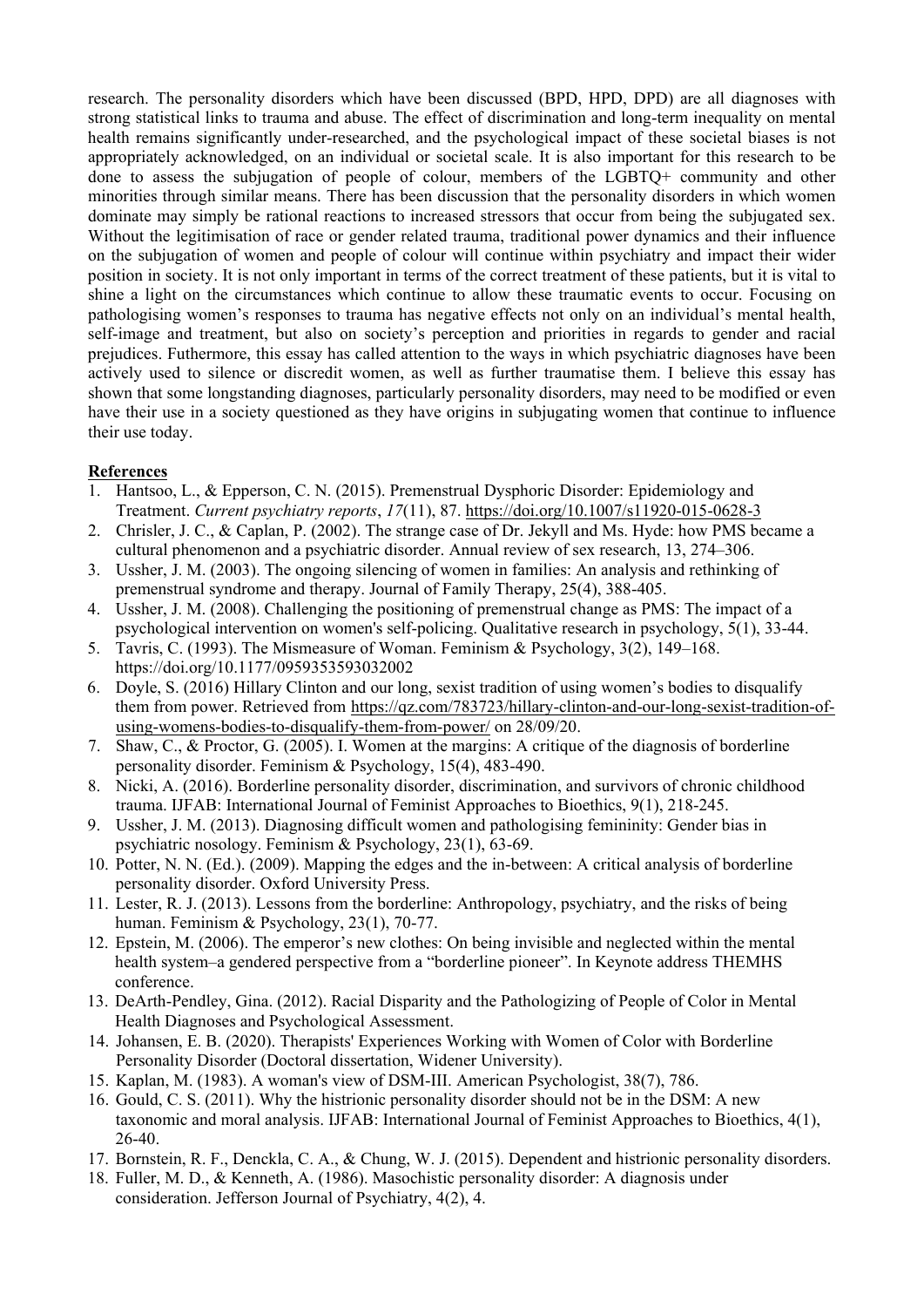research. The personality disorders which have been discussed (BPD, HPD, DPD) are all diagnoses with strong statistical links to trauma and abuse. The effect of discrimination and long-term inequality on mental health remains significantly under-researched, and the psychological impact of these societal biases is not appropriately acknowledged, on an individual or societal scale. It is also important for this research to be done to assess the subjugation of people of colour, members of the LGBTQ+ community and other minorities through similar means. There has been discussion that the personality disorders in which women dominate may simply be rational reactions to increased stressors that occur from being the subjugated sex. Without the legitimisation of race or gender related trauma, traditional power dynamics and their influence on the subjugation of women and people of colour will continue within psychiatry and impact their wider position in society. It is not only important in terms of the correct treatment of these patients, but it is vital to shine a light on the circumstances which continue to allow these traumatic events to occur. Focusing on pathologising women's responses to trauma has negative effects not only on an individual's mental health, self-image and treatment, but also on society's perception and priorities in regards to gender and racial prejudices. Futhermore, this essay has called attention to the ways in which psychiatric diagnoses have been actively used to silence or discredit women, as well as further traumatise them. I believe this essay has shown that some longstanding diagnoses, particularly personality disorders, may need to be modified or even have their use in a society questioned as they have origins in subjugating women that continue to influence their use today.

## References

1. Hantsoo, L., & Epperson, C. N. (2015). Premenstrual Dysphoric Disorder: Epidemiology and Treatment. *Current psychiatry reports*, *17*(11), 87. https://doi.org/10.1007/s11920-015-0628-3
2. Chrisler, J. C., & Caplan, P. (2002). The strange case of Dr. Jekyll and Ms. Hyde: how PMS became a cultural phenomenon and a psychiatric disorder. Annual review of sex research, 13, 274–306.
3. Ussher, J. M. (2003). The ongoing silencing of women in families: An analysis and rethinking of premenstrual syndrome and therapy. Journal of Family Therapy, 25(4), 388-405.
4. Ussher, J. M. (2008). Challenging the positioning of premenstrual change as PMS: The impact of a psychological intervention on women's self-policing. Qualitative research in psychology, 5(1), 33-44.
5. Tavris, C. (1993). The Mismeasure of Woman. Feminism & Psychology, 3(2), 149–168. https://doi.org/10.1177/0959353593032002
6. Doyle, S. (2016) Hillary Clinton and our long, sexist tradition of using women's bodies to disqualify them from power. Retrieved from https://qz.com/783723/hillary-clinton-and-our-long-sexist-tradition-of-using-womens-bodies-to-disqualify-them-from-power/ on 28/09/20.
7. Shaw, C., & Proctor, G. (2005). I. Women at the margins: A critique of the diagnosis of borderline personality disorder. Feminism & Psychology, 15(4), 483-490.
8. Nicki, A. (2016). Borderline personality disorder, discrimination, and survivors of chronic childhood trauma. IJFAB: International Journal of Feminist Approaches to Bioethics, 9(1), 218-245.
9. Ussher, J. M. (2013). Diagnosing difficult women and pathologising femininity: Gender bias in psychiatric nosology. Feminism & Psychology, 23(1), 63-69.
10. Potter, N. N. (Ed.). (2009). Mapping the edges and the in-between: A critical analysis of borderline personality disorder. Oxford University Press.
11. Lester, R. J. (2013). Lessons from the borderline: Anthropology, psychiatry, and the risks of being human. Feminism & Psychology, 23(1), 70-77.
12. Epstein, M. (2006). The emperor's new clothes: On being invisible and neglected within the mental health system–a gendered perspective from a "borderline pioneer". In Keynote address THEMHS conference.
13. DeArth-Pendley, Gina. (2012). Racial Disparity and the Pathologizing of People of Color in Mental Health Diagnoses and Psychological Assessment.
14. Johansen, E. B. (2020). Therapists' Experiences Working with Women of Color with Borderline Personality Disorder (Doctoral dissertation, Widener University).
15. Kaplan, M. (1983). A woman's view of DSM-III. American Psychologist, 38(7), 786.
16. Gould, C. S. (2011). Why the histrionic personality disorder should not be in the DSM: A new taxonomic and moral analysis. IJFAB: International Journal of Feminist Approaches to Bioethics, 4(1), 26-40.
17. Bornstein, R. F., Denckla, C. A., & Chung, W. J. (2015). Dependent and histrionic personality disorders.
18. Fuller, M. D., & Kenneth, A. (1986). Masochistic personality disorder: A diagnosis under consideration. Jefferson Journal of Psychiatry, 4(2), 4.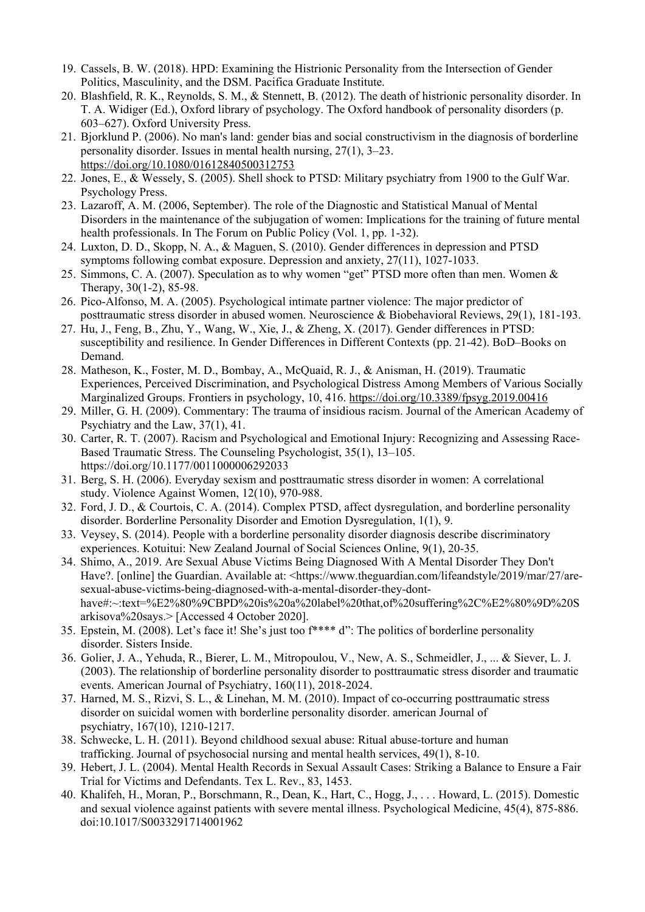19. Cassels, B. W. (2018). HPD: Examining the Histrionic Personality from the Intersection of Gender Politics, Masculinity, and the DSM. Pacifica Graduate Institute.
20. Blashfield, R. K., Reynolds, S. M., & Stennett, B. (2012). The death of histrionic personality disorder. In T. A. Widiger (Ed.), Oxford library of psychology. The Oxford handbook of personality disorders (p. 603–627). Oxford University Press.
21. Bjorklund P. (2006). No man's land: gender bias and social constructivism in the diagnosis of borderline personality disorder. Issues in mental health nursing, 27(1), 3–23. https://doi.org/10.1080/01612840500312753
22. Jones, E., & Wessely, S. (2005). Shell shock to PTSD: Military psychiatry from 1900 to the Gulf War. Psychology Press.
23. Lazaroff, A. M. (2006, September). The role of the Diagnostic and Statistical Manual of Mental Disorders in the maintenance of the subjugation of women: Implications for the training of future mental health professionals. In The Forum on Public Policy (Vol. 1, pp. 1-32).
24. Luxton, D. D., Skopp, N. A., & Maguen, S. (2010). Gender differences in depression and PTSD symptoms following combat exposure. Depression and anxiety, 27(11), 1027-1033.
25. Simmons, C. A. (2007). Speculation as to why women "get" PTSD more often than men. Women & Therapy, 30(1-2), 85-98.
26. Pico-Alfonso, M. A. (2005). Psychological intimate partner violence: The major predictor of posttraumatic stress disorder in abused women. Neuroscience & Biobehavioral Reviews, 29(1), 181-193.
27. Hu, J., Feng, B., Zhu, Y., Wang, W., Xie, J., & Zheng, X. (2017). Gender differences in PTSD: susceptibility and resilience. In Gender Differences in Different Contexts (pp. 21-42). BoD–Books on Demand.
28. Matheson, K., Foster, M. D., Bombay, A., McQuaid, R. J., & Anisman, H. (2019). Traumatic Experiences, Perceived Discrimination, and Psychological Distress Among Members of Various Socially Marginalized Groups. Frontiers in psychology, 10, 416. https://doi.org/10.3389/fpsyg.2019.00416
29. Miller, G. H. (2009). Commentary: The trauma of insidious racism. Journal of the American Academy of Psychiatry and the Law, 37(1), 41.
30. Carter, R. T. (2007). Racism and Psychological and Emotional Injury: Recognizing and Assessing Race-Based Traumatic Stress. The Counseling Psychologist, 35(1), 13–105. https://doi.org/10.1177/0011000006292033
31. Berg, S. H. (2006). Everyday sexism and posttraumatic stress disorder in women: A correlational study. Violence Against Women, 12(10), 970-988.
32. Ford, J. D., & Courtois, C. A. (2014). Complex PTSD, affect dysregulation, and borderline personality disorder. Borderline Personality Disorder and Emotion Dysregulation, 1(1), 9.
33. Veysey, S. (2014). People with a borderline personality disorder diagnosis describe discriminatory experiences. Kotuitui: New Zealand Journal of Social Sciences Online, 9(1), 20-35.
34. Shimo, A., 2019. Are Sexual Abuse Victims Being Diagnosed With A Mental Disorder They Don't Have?. [online] the Guardian. Available at: <https://www.theguardian.com/lifeandstyle/2019/mar/27/are-sexual-abuse-victims-being-diagnosed-with-a-mental-disorder-they-dont-have#:~:text=%E2%80%9CBPD%20is%20a%20label%20that,of%20suffering%2C%E2%80%9D%20Sarkisova%20says.> [Accessed 4 October 2020].
35. Epstein, M. (2008). Let's face it! She's just too f**** d": The politics of borderline personality disorder. Sisters Inside.
36. Golier, J. A., Yehuda, R., Bierer, L. M., Mitropoulou, V., New, A. S., Schmeidler, J., ... & Siever, L. J. (2003). The relationship of borderline personality disorder to posttraumatic stress disorder and traumatic events. American Journal of Psychiatry, 160(11), 2018-2024.
37. Harned, M. S., Rizvi, S. L., & Linehan, M. M. (2010). Impact of co-occurring posttraumatic stress disorder on suicidal women with borderline personality disorder. american Journal of psychiatry, 167(10), 1210-1217.
38. Schwecke, L. H. (2011). Beyond childhood sexual abuse: Ritual abuse-torture and human trafficking. Journal of psychosocial nursing and mental health services, 49(1), 8-10.
39. Hebert, J. L. (2004). Mental Health Records in Sexual Assault Cases: Striking a Balance to Ensure a Fair Trial for Victims and Defendants. Tex L. Rev., 83, 1453.
40. Khalifeh, H., Moran, P., Borschmann, R., Dean, K., Hart, C., Hogg, J., . . . Howard, L. (2015). Domestic and sexual violence against patients with severe mental illness. Psychological Medicine, 45(4), 875-886. doi:10.1017/S0033291714001962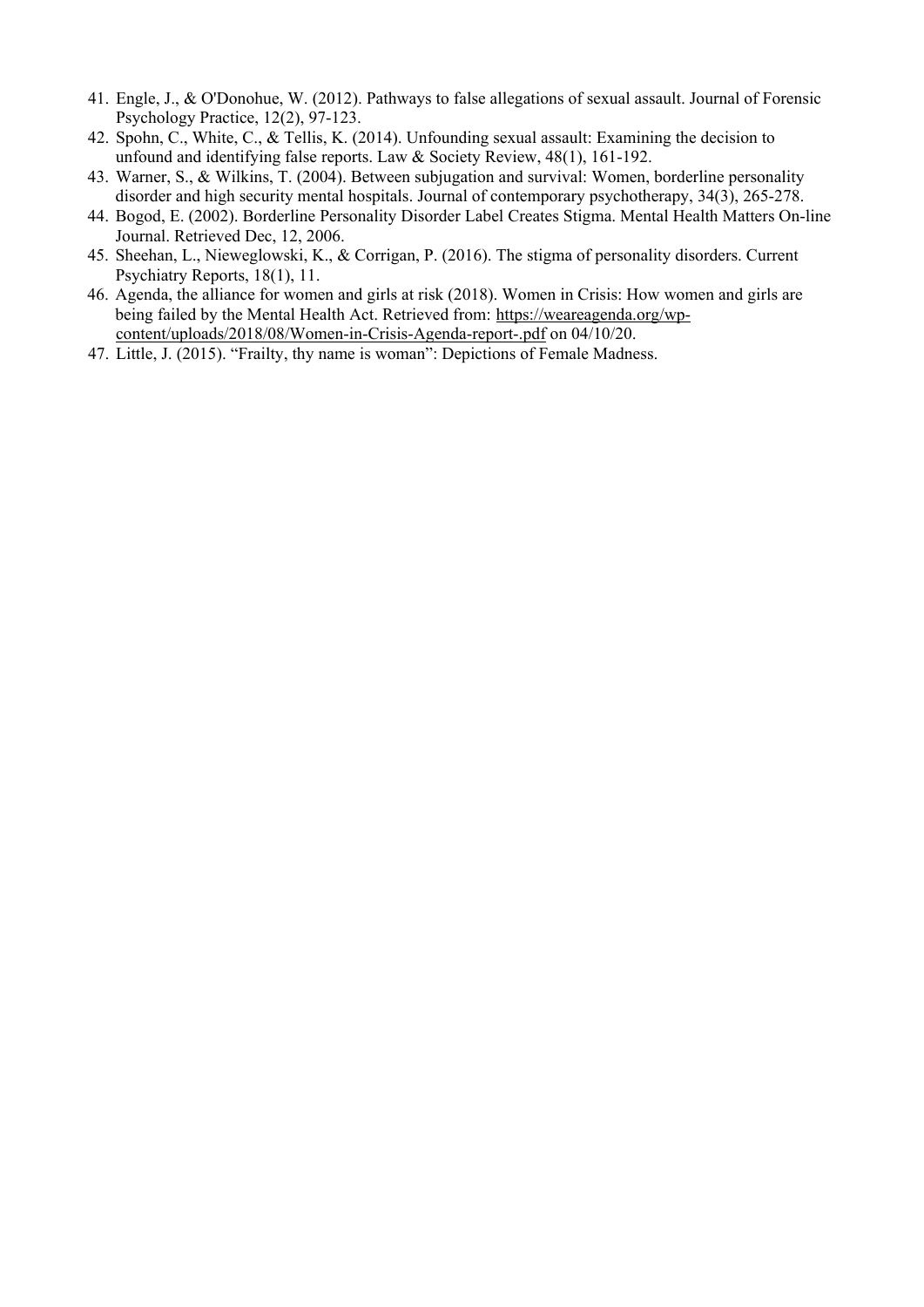41. Engle, J., & O'Donohue, W. (2012). Pathways to false allegations of sexual assault. Journal of Forensic Psychology Practice, 12(2), 97-123.
42. Spohn, C., White, C., & Tellis, K. (2014). Unfounding sexual assault: Examining the decision to unfound and identifying false reports. Law & Society Review, 48(1), 161-192.
43. Warner, S., & Wilkins, T. (2004). Between subjugation and survival: Women, borderline personality disorder and high security mental hospitals. Journal of contemporary psychotherapy, 34(3), 265-278.
44. Bogod, E. (2002). Borderline Personality Disorder Label Creates Stigma. Mental Health Matters On-line Journal. Retrieved Dec, 12, 2006.
45. Sheehan, L., Nieweglowski, K., & Corrigan, P. (2016). The stigma of personality disorders. Current Psychiatry Reports, 18(1), 11.
46. Agenda, the alliance for women and girls at risk (2018). Women in Crisis: How women and girls are being failed by the Mental Health Act. Retrieved from: https://weareagenda.org/wp-content/uploads/2018/08/Women-in-Crisis-Agenda-report-.pdf on 04/10/20.
47. Little, J. (2015). "Frailty, thy name is woman": Depictions of Female Madness.